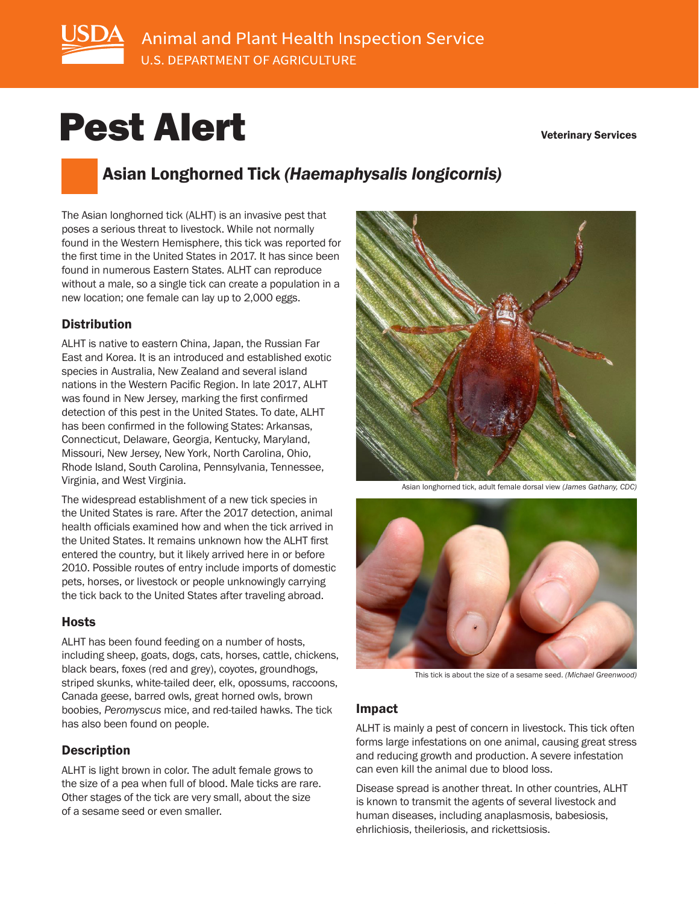# Pest Alert

Veterinary Services

## Asian Longhorned Tick *(Haemaphysalis longicornis)*

The Asian longhorned tick (ALHT) is an invasive pest that poses a serious threat to livestock. While not normally found in the Western Hemisphere, this tick was reported for the first time in the United States in 2017. It has since been found in numerous Eastern States. ALHT can reproduce without a male, so a single tick can create a population in a new location; one female can lay up to 2,000 eggs.

### Distribution

ALHT is native to eastern China, Japan, the Russian Far East and Korea. It is an introduced and established exotic species in Australia, New Zealand and several island nations in the Western Pacific Region. In late 2017, ALHT was found in New Jersey, marking the first confirmed detection of this pest in the United States. To date, ALHT has been confirmed in the following States: Arkansas, Connecticut, Delaware, Georgia, Kentucky, Maryland, Missouri, New Jersey, New York, North Carolina, Ohio, Rhode Island, South Carolina, Pennsylvania, Tennessee, Virginia, and West Virginia.

The widespread establishment of a new tick species in the United States is rare. After the 2017 detection, animal health officials examined how and when the tick arrived in the United States. It remains unknown how the ALHT first entered the country, but it likely arrived here in or before 2010. Possible routes of entry include imports of domestic pets, horses, or livestock or people unknowingly carrying the tick back to the United States after traveling abroad.

### Hosts

ALHT has been found feeding on a number of hosts, including sheep, goats, dogs, cats, horses, cattle, chickens, black bears, foxes (red and grey), coyotes, groundhogs, striped skunks, white-tailed deer, elk, opossums, raccoons, Canada geese, barred owls, great horned owls, brown boobies, *Peromyscus* mice, and red-tailed hawks. The tick has also been found on people.

### Description

ALHT is light brown in color. The adult female grows to the size of a pea when full of blood. Male ticks are rare. Other stages of the tick are very small, about the size of a sesame seed or even smaller.

Asian longhorned tick, adult female dorsal view *(James Gathany, CDC)*

This tick is about the size of a sesame seed. *(Michael Greenwood)*

### Impact

ALHT is mainly a pest of concern in livestock. This tick often forms large infestations on one animal, causing great stress and reducing growth and production. A severe infestation can even kill the animal due to blood loss.

Disease spread is another threat. In other countries, ALHT is known to transmit the agents of several livestock and human diseases, including anaplasmosis, babesiosis, ehrlichiosis, theileriosis, and rickettsiosis.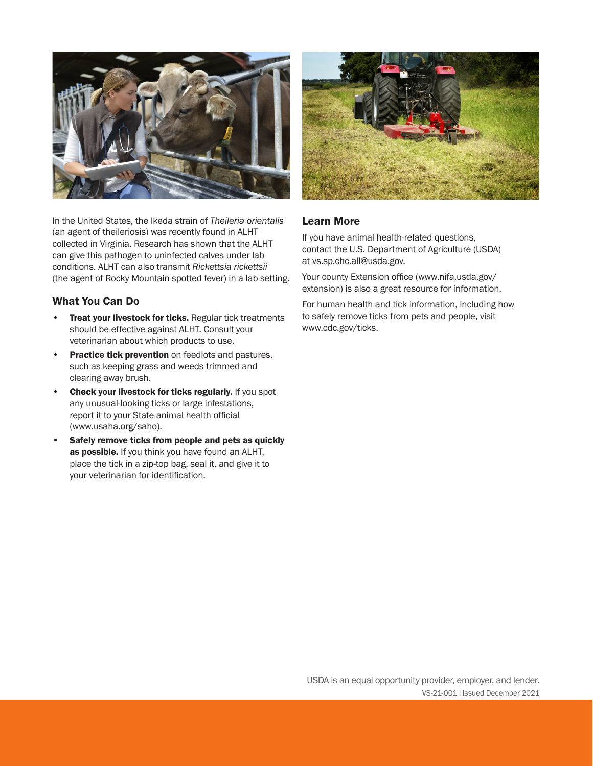In the United States, the Ikeda strain of *Theileria orientalis* (an agent of theileriosis) was recently found in ALHT collected in Virginia. Research has shown that the ALHT can give this pathogen to uninfected calves under lab conditions. ALHT can also transmit *Rickettsia rickettsii* (the agent of Rocky Mountain spotted fever) in a lab setting.

## What You Can Do

- **Treat your livestock for ticks.** Regular tick treatments should be effective against ALHT. Consult your veterinarian about which products to use.
- **Practice tick prevention** on feedlots and pastures, such as keeping grass and weeds trimmed and clearing away brush.
- **Check your livestock for ticks regularly.** If you spot any unusual-looking ticks or large infestations, report it to your State animal health official (www.usaha.org/saho).
- **Safely remove ticks from people and pets as quickly as possible.** If you think you have found an ALHT, place the tick in a zip-top bag, seal it, and give it to your veterinarian for identification.

## Learn More

If you have animal health-related questions, contact the U.S. Department of Agriculture (USDA) at vs.sp.chc.all@usda.gov.

Your county Extension office (www.nifa.usda.gov/extension) is also a great resource for information.

For human health and tick information, including how to safely remove ticks from pets and people, visit www.cdc.gov/ticks.

USDA is an equal opportunity provider, employer, and lender.

VS-21-001 | Issued December 2021